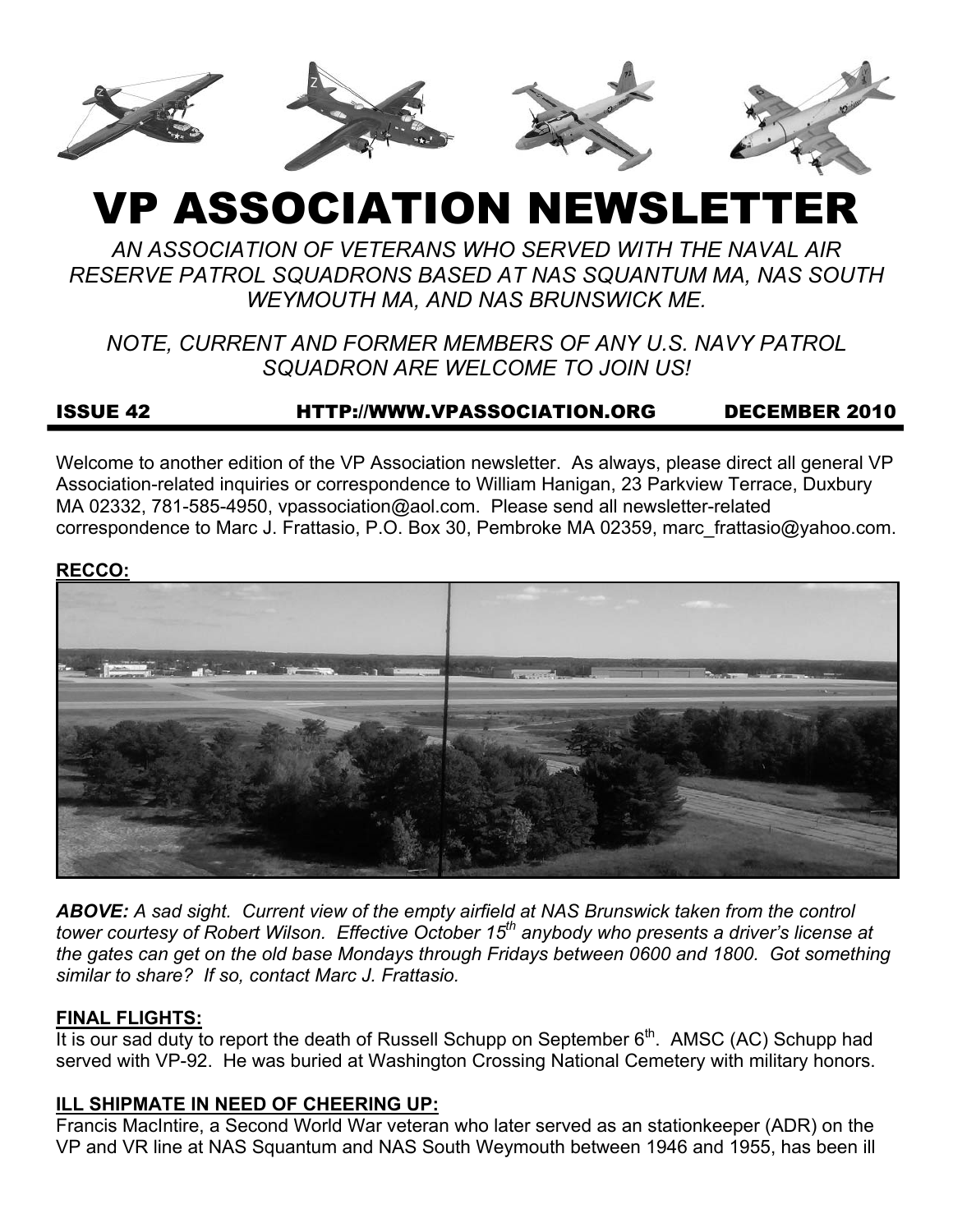# VP ASSOCIATION NEWSLETTER

*AN ASSOCIATION OF VETERANS WHO SERVED WITH THE NAVAL AIR RESERVE PATROL SQUADRONS BASED AT NAS SQUANTUM MA, NAS SOUTH WEYMOUTH MA, AND NAS BRUNSWICK ME.*

*NOTE, CURRENT AND FORMER MEMBERS OF ANY U.S. NAVY PATROL SQUADRON ARE WELCOME TO JOIN US!*

**ISSUE 42 HTTP://WWW.VPASSOCIATION.ORG DECEMBER 2010**

Welcome to another edition of the VP Association newsletter. As always, please direct all general VP Association-related inquiries or correspondence to William Hanigan, 23 Parkview Terrace, Duxbury MA 02332, 781-585-4950, vpassociation@aol.com. Please send all newsletter-related correspondence to Marc J. Frattasio, P.O. Box 30, Pembroke MA 02359, marc_frattasio@yahoo.com.

**RECCO:**

***ABOVE:*** *A sad sight. Current view of the empty airfield at NAS Brunswick taken from the control tower courtesy of Robert Wilson. Effective October 15th anybody who presents a driver's license at the gates can get on the old base Mondays through Fridays between 0600 and 1800. Got something similar to share? If so, contact Marc J. Frattasio.*

**FINAL FLIGHTS:**

It is our sad duty to report the death of Russell Schupp on September 6th. AMSC (AC) Schupp had served with VP-92. He was buried at Washington Crossing National Cemetery with military honors.

**ILL SHIPMATE IN NEED OF CHEERING UP:**

Francis MacIntire, a Second World War veteran who later served as an stationkeeper (ADR) on the VP and VR line at NAS Squantum and NAS South Weymouth between 1946 and 1955, has been ill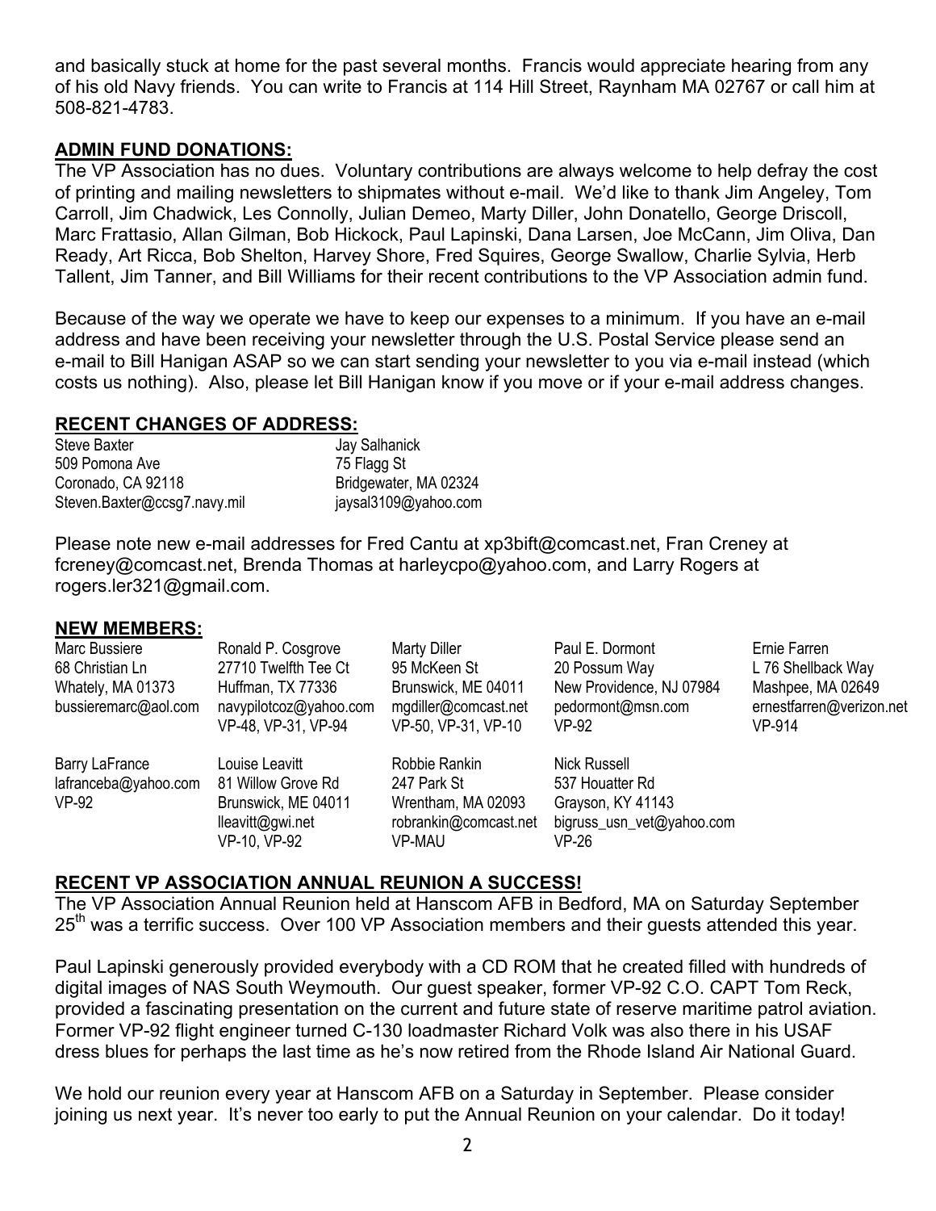and basically stuck at home for the past several months. Francis would appreciate hearing from any of his old Navy friends. You can write to Francis at 114 Hill Street, Raynham MA 02767 or call him at 508-821-4783.

## ADMIN FUND DONATIONS:

The VP Association has no dues. Voluntary contributions are always welcome to help defray the cost of printing and mailing newsletters to shipmates without e-mail. We'd like to thank Jim Angeley, Tom Carroll, Jim Chadwick, Les Connolly, Julian Demeo, Marty Diller, John Donatello, George Driscoll, Marc Frattasio, Allan Gilman, Bob Hickock, Paul Lapinski, Dana Larsen, Joe McCann, Jim Oliva, Dan Ready, Art Ricca, Bob Shelton, Harvey Shore, Fred Squires, George Swallow, Charlie Sylvia, Herb Tallent, Jim Tanner, and Bill Williams for their recent contributions to the VP Association admin fund.

Because of the way we operate we have to keep our expenses to a minimum. If you have an e-mail address and have been receiving your newsletter through the U.S. Postal Service please send an e-mail to Bill Hanigan ASAP so we can start sending your newsletter to you via e-mail instead (which costs us nothing). Also, please let Bill Hanigan know if you move or if your e-mail address changes.

## RECENT CHANGES OF ADDRESS:

Steve Baxter
509 Pomona Ave
Coronado, CA 92118
Steven.Baxter@ccsg7.navy.mil

Jay Salhanick
75 Flagg St
Bridgewater, MA 02324
jaysal3109@yahoo.com

Please note new e-mail addresses for Fred Cantu at xp3bift@comcast.net, Fran Creney at fcreney@comcast.net, Brenda Thomas at harleycpo@yahoo.com, and Larry Rogers at rogers.ler321@gmail.com.

## NEW MEMBERS:

Marc Bussiere
68 Christian Ln
Whately, MA 01373
bussieremarc@aol.com

Ronald P. Cosgrove
27710 Twelfth Tee Ct
Huffman, TX 77336
navypilotcoz@yahoo.com
VP-48, VP-31, VP-94

Marty Diller
95 McKeen St
Brunswick, ME 04011
mgdiller@comcast.net
VP-50, VP-31, VP-10

Paul E. Dormont
20 Possum Way
New Providence, NJ 07984
pedormont@msn.com
VP-92

Ernie Farren
L 76 Shellback Way
Mashpee, MA 02649
ernestfarren@verizon.net
VP-914

Barry LaFrance
lafranceba@yahoo.com
VP-92

Louise Leavitt
81 Willow Grove Rd
Brunswick, ME 04011
lleavitt@gwi.net
VP-10, VP-92

Robbie Rankin
247 Park St
Wrentham, MA 02093
robrankin@comcast.net
VP-MAU

Nick Russell
537 Houatter Rd
Grayson, KY 41143
bigruss_usn_vet@yahoo.com
VP-26

## RECENT VP ASSOCIATION ANNUAL REUNION A SUCCESS!

The VP Association Annual Reunion held at Hanscom AFB in Bedford, MA on Saturday September 25th was a terrific success. Over 100 VP Association members and their guests attended this year.

Paul Lapinski generously provided everybody with a CD ROM that he created filled with hundreds of digital images of NAS South Weymouth. Our guest speaker, former VP-92 C.O. CAPT Tom Reck, provided a fascinating presentation on the current and future state of reserve maritime patrol aviation. Former VP-92 flight engineer turned C-130 loadmaster Richard Volk was also there in his USAF dress blues for perhaps the last time as he's now retired from the Rhode Island Air National Guard.

We hold our reunion every year at Hanscom AFB on a Saturday in September. Please consider joining us next year. It's never too early to put the Annual Reunion on your calendar. Do it today!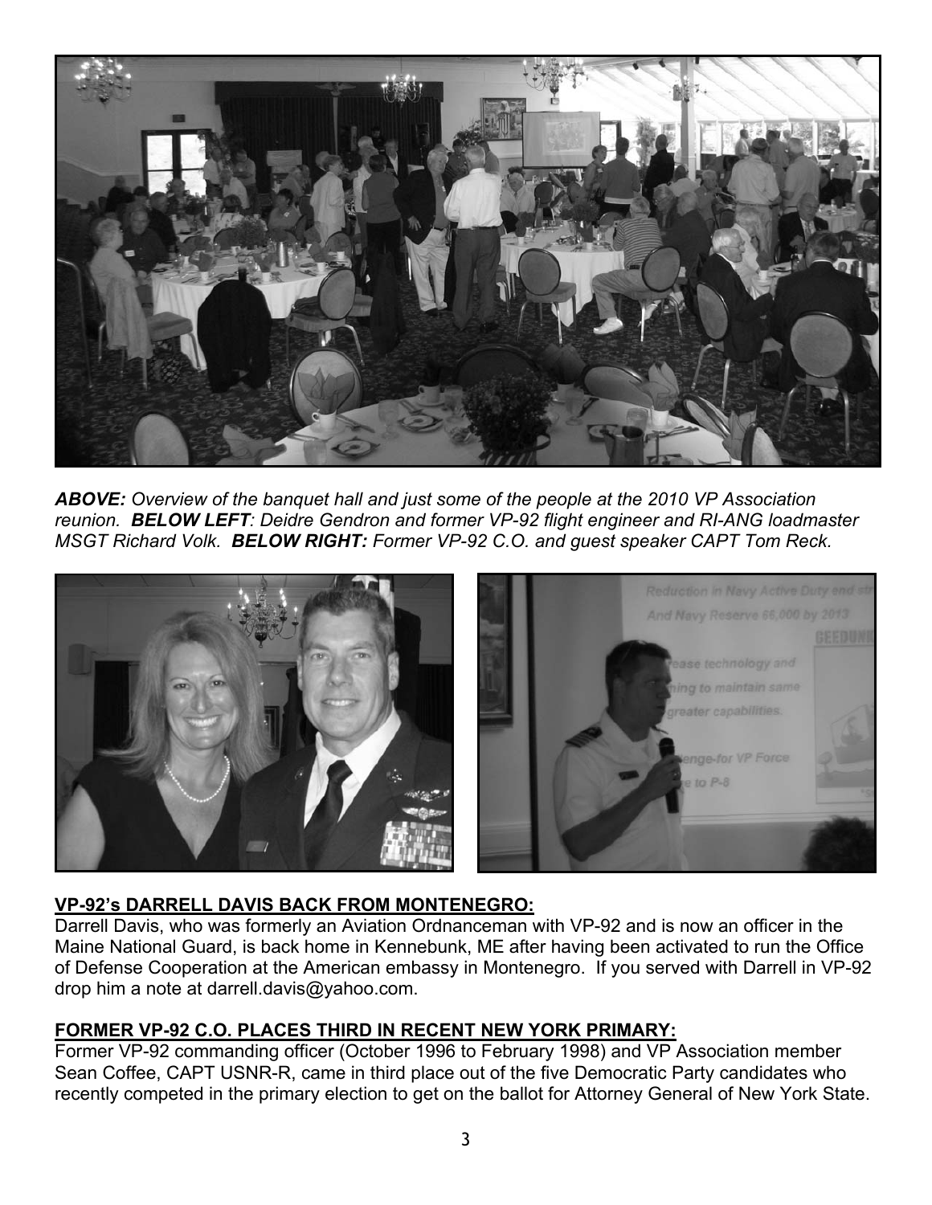***ABOVE:*** *Overview of the banquet hall and just some of the people at the 2010 VP Association reunion.* ***BELOW LEFT****: Deidre Gendron and former VP-92 flight engineer and RI-ANG loadmaster MSGT Richard Volk.* ***BELOW RIGHT:*** *Former VP-92 C.O. and guest speaker CAPT Tom Reck.*

**VP-92's DARRELL DAVIS BACK FROM MONTENEGRO:**

Darrell Davis, who was formerly an Aviation Ordnanceman with VP-92 and is now an officer in the Maine National Guard, is back home in Kennebunk, ME after having been activated to run the Office of Defense Cooperation at the American embassy in Montenegro. If you served with Darrell in VP-92 drop him a note at darrell.davis@yahoo.com.

**FORMER VP-92 C.O. PLACES THIRD IN RECENT NEW YORK PRIMARY:**

Former VP-92 commanding officer (October 1996 to February 1998) and VP Association member Sean Coffee, CAPT USNR-R, came in third place out of the five Democratic Party candidates who recently competed in the primary election to get on the ballot for Attorney General of New York State.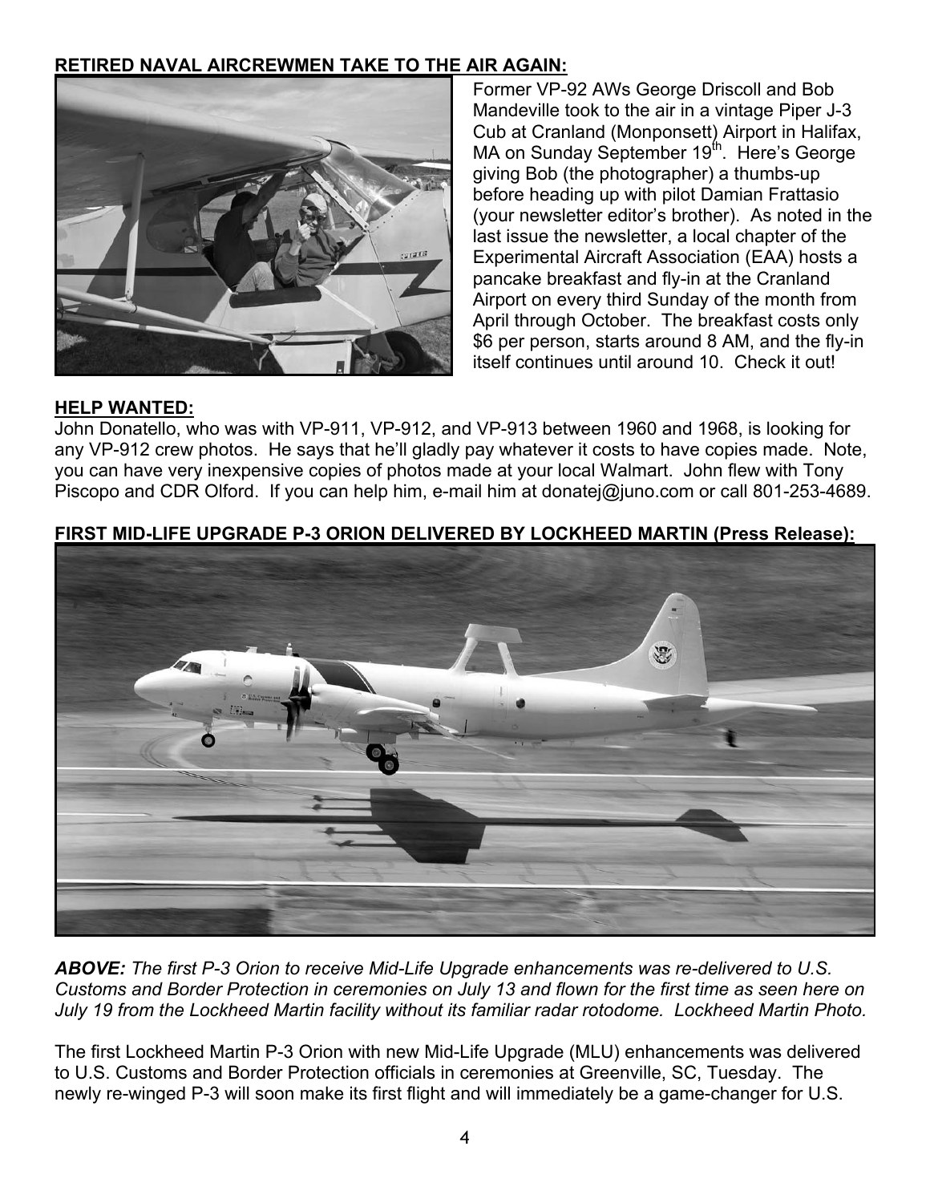**RETIRED NAVAL AIRCREWMEN TAKE TO THE AIR AGAIN:**

Former VP-92 AWs George Driscoll and Bob Mandeville took to the air in a vintage Piper J-3 Cub at Cranland (Monponsett) Airport in Halifax, MA on Sunday September 19th. Here's George giving Bob (the photographer) a thumbs-up before heading up with pilot Damian Frattasio (your newsletter editor's brother). As noted in the last issue the newsletter, a local chapter of the Experimental Aircraft Association (EAA) hosts a pancake breakfast and fly-in at the Cranland Airport on every third Sunday of the month from April through October. The breakfast costs only $6 per person, starts around 8 AM, and the fly-in itself continues until around 10. Check it out!

**HELP WANTED:**

John Donatello, who was with VP-911, VP-912, and VP-913 between 1960 and 1968, is looking for any VP-912 crew photos. He says that he'll gladly pay whatever it costs to have copies made. Note, you can have very inexpensive copies of photos made at your local Walmart. John flew with Tony Piscopo and CDR Olford. If you can help him, e-mail him at donatej@juno.com or call 801-253-4689.

**FIRST MID-LIFE UPGRADE P-3 ORION DELIVERED BY LOCKHEED MARTIN (Press Release):**

***ABOVE:*** *The first P-3 Orion to receive Mid-Life Upgrade enhancements was re-delivered to U.S. Customs and Border Protection in ceremonies on July 13 and flown for the first time as seen here on July 19 from the Lockheed Martin facility without its familiar radar rotodome. Lockheed Martin Photo.*

The first Lockheed Martin P-3 Orion with new Mid-Life Upgrade (MLU) enhancements was delivered to U.S. Customs and Border Protection officials in ceremonies at Greenville, SC, Tuesday. The newly re-winged P-3 will soon make its first flight and will immediately be a game-changer for U.S.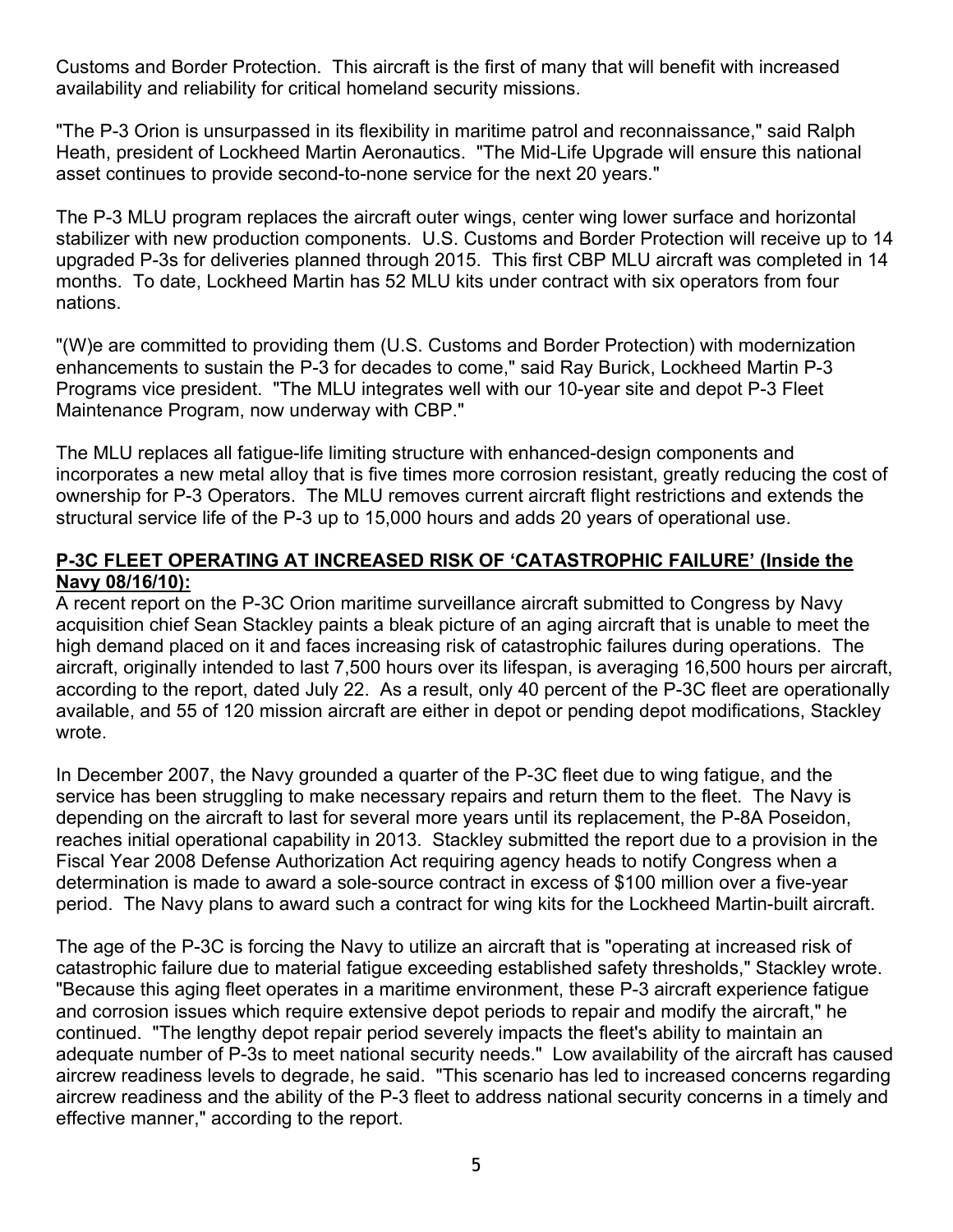Customs and Border Protection. This aircraft is the first of many that will benefit with increased availability and reliability for critical homeland security missions.

"The P-3 Orion is unsurpassed in its flexibility in maritime patrol and reconnaissance," said Ralph Heath, president of Lockheed Martin Aeronautics. "The Mid-Life Upgrade will ensure this national asset continues to provide second-to-none service for the next 20 years."

The P-3 MLU program replaces the aircraft outer wings, center wing lower surface and horizontal stabilizer with new production components. U.S. Customs and Border Protection will receive up to 14 upgraded P-3s for deliveries planned through 2015. This first CBP MLU aircraft was completed in 14 months. To date, Lockheed Martin has 52 MLU kits under contract with six operators from four nations.

"(W)e are committed to providing them (U.S. Customs and Border Protection) with modernization enhancements to sustain the P-3 for decades to come," said Ray Burick, Lockheed Martin P-3 Programs vice president. "The MLU integrates well with our 10-year site and depot P-3 Fleet Maintenance Program, now underway with CBP."

The MLU replaces all fatigue-life limiting structure with enhanced-design components and incorporates a new metal alloy that is five times more corrosion resistant, greatly reducing the cost of ownership for P-3 Operators. The MLU removes current aircraft flight restrictions and extends the structural service life of the P-3 up to 15,000 hours and adds 20 years of operational use.

**P-3C FLEET OPERATING AT INCREASED RISK OF 'CATASTROPHIC FAILURE' (Inside the Navy 08/16/10):**

A recent report on the P-3C Orion maritime surveillance aircraft submitted to Congress by Navy acquisition chief Sean Stackley paints a bleak picture of an aging aircraft that is unable to meet the high demand placed on it and faces increasing risk of catastrophic failures during operations. The aircraft, originally intended to last 7,500 hours over its lifespan, is averaging 16,500 hours per aircraft, according to the report, dated July 22. As a result, only 40 percent of the P-3C fleet are operationally available, and 55 of 120 mission aircraft are either in depot or pending depot modifications, Stackley wrote.

In December 2007, the Navy grounded a quarter of the P-3C fleet due to wing fatigue, and the service has been struggling to make necessary repairs and return them to the fleet. The Navy is depending on the aircraft to last for several more years until its replacement, the P-8A Poseidon, reaches initial operational capability in 2013. Stackley submitted the report due to a provision in the Fiscal Year 2008 Defense Authorization Act requiring agency heads to notify Congress when a determination is made to award a sole-source contract in excess of $100 million over a five-year period. The Navy plans to award such a contract for wing kits for the Lockheed Martin-built aircraft.

The age of the P-3C is forcing the Navy to utilize an aircraft that is "operating at increased risk of catastrophic failure due to material fatigue exceeding established safety thresholds," Stackley wrote. "Because this aging fleet operates in a maritime environment, these P-3 aircraft experience fatigue and corrosion issues which require extensive depot periods to repair and modify the aircraft," he continued. "The lengthy depot repair period severely impacts the fleet's ability to maintain an adequate number of P-3s to meet national security needs." Low availability of the aircraft has caused aircrew readiness levels to degrade, he said. "This scenario has led to increased concerns regarding aircrew readiness and the ability of the P-3 fleet to address national security concerns in a timely and effective manner," according to the report.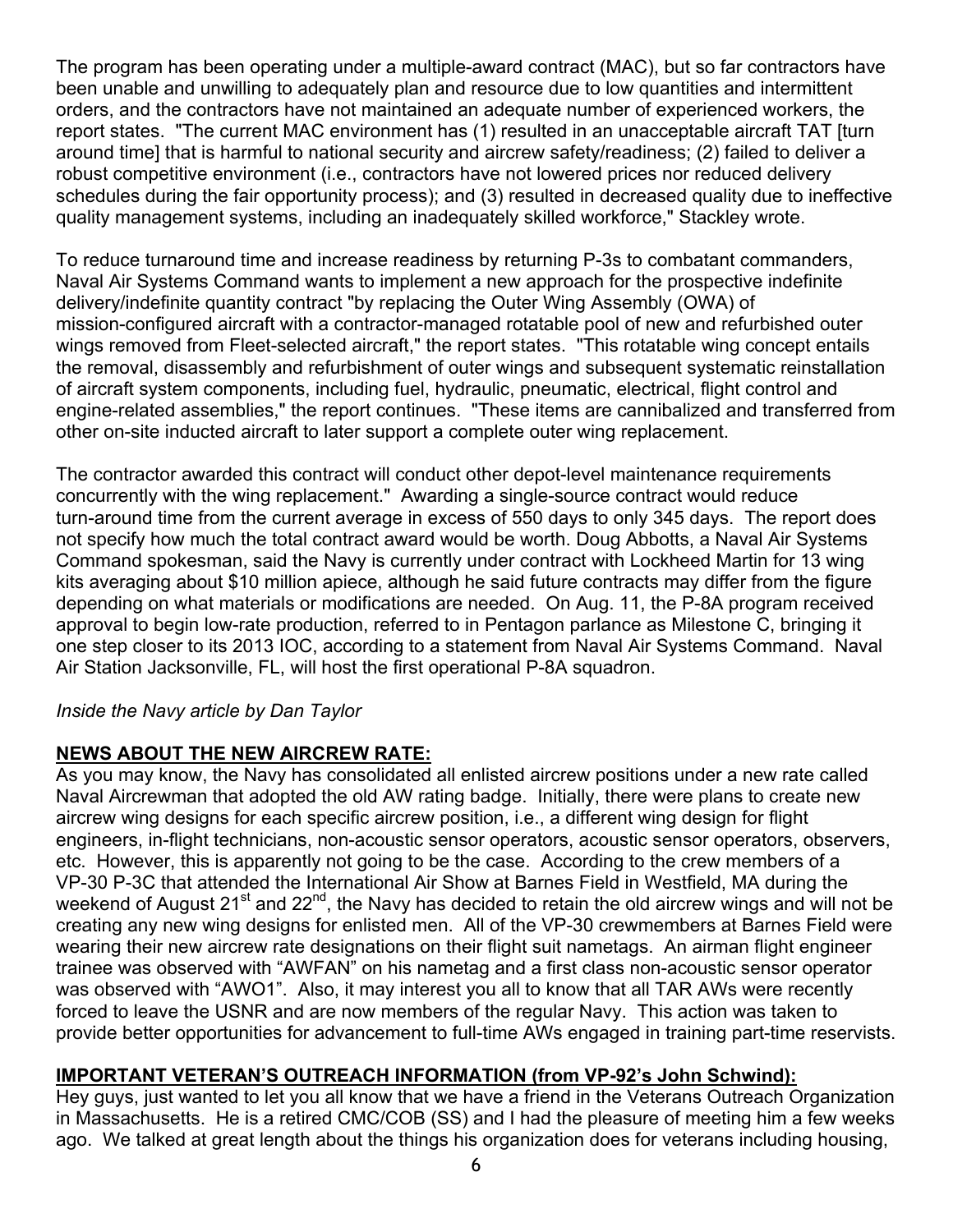The program has been operating under a multiple-award contract (MAC), but so far contractors have been unable and unwilling to adequately plan and resource due to low quantities and intermittent orders, and the contractors have not maintained an adequate number of experienced workers, the report states. "The current MAC environment has (1) resulted in an unacceptable aircraft TAT [turn around time] that is harmful to national security and aircrew safety/readiness; (2) failed to deliver a robust competitive environment (i.e., contractors have not lowered prices nor reduced delivery schedules during the fair opportunity process); and (3) resulted in decreased quality due to ineffective quality management systems, including an inadequately skilled workforce," Stackley wrote.

To reduce turnaround time and increase readiness by returning P-3s to combatant commanders, Naval Air Systems Command wants to implement a new approach for the prospective indefinite delivery/indefinite quantity contract "by replacing the Outer Wing Assembly (OWA) of mission-configured aircraft with a contractor-managed rotatable pool of new and refurbished outer wings removed from Fleet-selected aircraft," the report states. "This rotatable wing concept entails the removal, disassembly and refurbishment of outer wings and subsequent systematic reinstallation of aircraft system components, including fuel, hydraulic, pneumatic, electrical, flight control and engine-related assemblies," the report continues. "These items are cannibalized and transferred from other on-site inducted aircraft to later support a complete outer wing replacement.

The contractor awarded this contract will conduct other depot-level maintenance requirements concurrently with the wing replacement." Awarding a single-source contract would reduce turn-around time from the current average in excess of 550 days to only 345 days. The report does not specify how much the total contract award would be worth. Doug Abbotts, a Naval Air Systems Command spokesman, said the Navy is currently under contract with Lockheed Martin for 13 wing kits averaging about $10 million apiece, although he said future contracts may differ from the figure depending on what materials or modifications are needed. On Aug. 11, the P-8A program received approval to begin low-rate production, referred to in Pentagon parlance as Milestone C, bringing it one step closer to its 2013 IOC, according to a statement from Naval Air Systems Command. Naval Air Station Jacksonville, FL, will host the first operational P-8A squadron.

*Inside the Navy article by Dan Taylor*

**NEWS ABOUT THE NEW AIRCREW RATE:**

As you may know, the Navy has consolidated all enlisted aircrew positions under a new rate called Naval Aircrewman that adopted the old AW rating badge. Initially, there were plans to create new aircrew wing designs for each specific aircrew position, i.e., a different wing design for flight engineers, in-flight technicians, non-acoustic sensor operators, acoustic sensor operators, observers, etc. However, this is apparently not going to be the case. According to the crew members of a VP-30 P-3C that attended the International Air Show at Barnes Field in Westfield, MA during the weekend of August 21st and 22nd, the Navy has decided to retain the old aircrew wings and will not be creating any new wing designs for enlisted men. All of the VP-30 crewmembers at Barnes Field were wearing their new aircrew rate designations on their flight suit nametags. An airman flight engineer trainee was observed with "AWFAN" on his nametag and a first class non-acoustic sensor operator was observed with "AWO1". Also, it may interest you all to know that all TAR AWs were recently forced to leave the USNR and are now members of the regular Navy. This action was taken to provide better opportunities for advancement to full-time AWs engaged in training part-time reservists.

**IMPORTANT VETERAN'S OUTREACH INFORMATION (from VP-92's John Schwind):**

Hey guys, just wanted to let you all know that we have a friend in the Veterans Outreach Organization in Massachusetts. He is a retired CMC/COB (SS) and I had the pleasure of meeting him a few weeks ago. We talked at great length about the things his organization does for veterans including housing,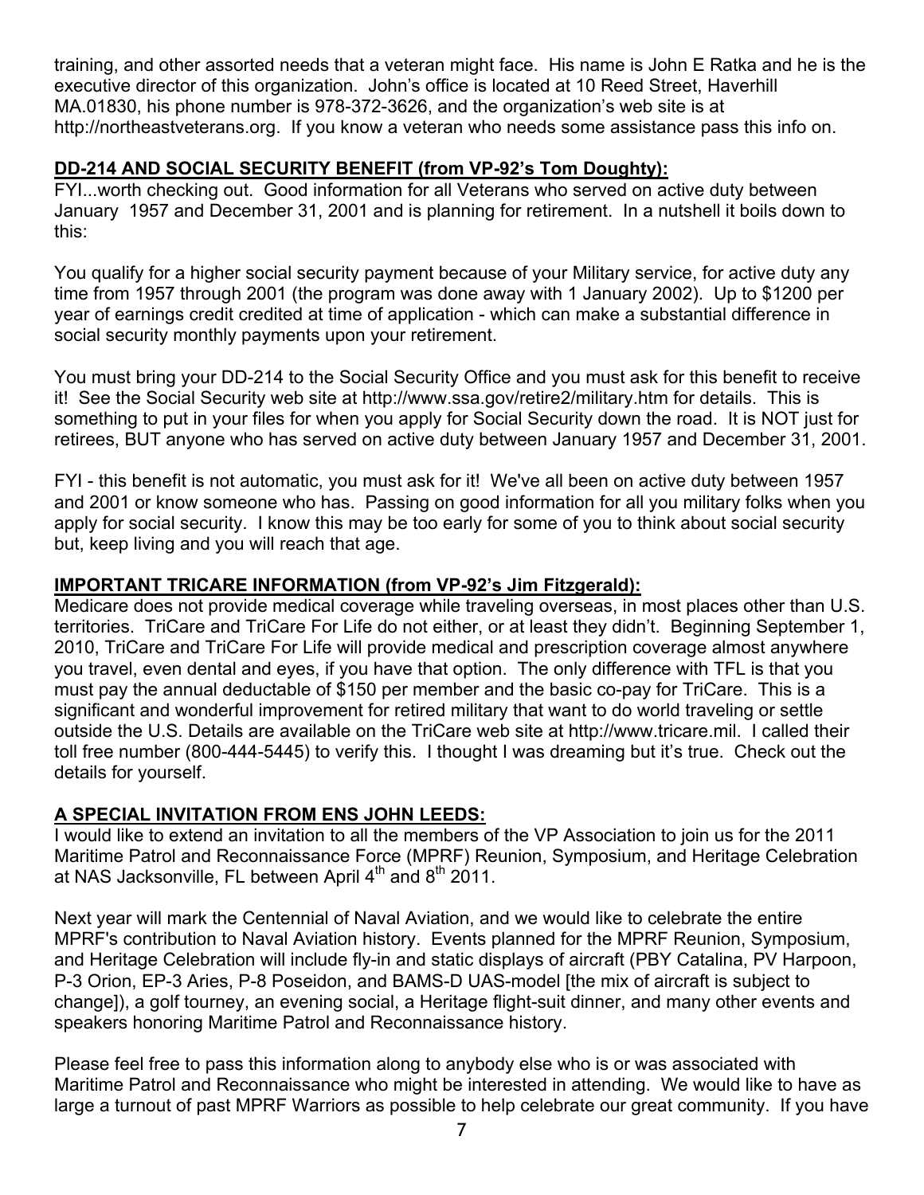training, and other assorted needs that a veteran might face. His name is John E Ratka and he is the executive director of this organization. John's office is located at 10 Reed Street, Haverhill MA.01830, his phone number is 978-372-3626, and the organization's web site is at http://northeastveterans.org. If you know a veteran who needs some assistance pass this info on.

**DD-214 AND SOCIAL SECURITY BENEFIT (from VP-92's Tom Doughty):**

FYI...worth checking out. Good information for all Veterans who served on active duty between January 1957 and December 31, 2001 and is planning for retirement. In a nutshell it boils down to this:

You qualify for a higher social security payment because of your Military service, for active duty any time from 1957 through 2001 (the program was done away with 1 January 2002). Up to $1200 per year of earnings credit credited at time of application - which can make a substantial difference in social security monthly payments upon your retirement.

You must bring your DD-214 to the Social Security Office and you must ask for this benefit to receive it! See the Social Security web site at http://www.ssa.gov/retire2/military.htm for details. This is something to put in your files for when you apply for Social Security down the road. It is NOT just for retirees, BUT anyone who has served on active duty between January 1957 and December 31, 2001.

FYI - this benefit is not automatic, you must ask for it! We've all been on active duty between 1957 and 2001 or know someone who has. Passing on good information for all you military folks when you apply for social security. I know this may be too early for some of you to think about social security but, keep living and you will reach that age.

**IMPORTANT TRICARE INFORMATION (from VP-92's Jim Fitzgerald):**

Medicare does not provide medical coverage while traveling overseas, in most places other than U.S. territories. TriCare and TriCare For Life do not either, or at least they didn't. Beginning September 1, 2010, TriCare and TriCare For Life will provide medical and prescription coverage almost anywhere you travel, even dental and eyes, if you have that option. The only difference with TFL is that you must pay the annual deductable of $150 per member and the basic co-pay for TriCare. This is a significant and wonderful improvement for retired military that want to do world traveling or settle outside the U.S. Details are available on the TriCare web site at http://www.tricare.mil. I called their toll free number (800-444-5445) to verify this. I thought I was dreaming but it's true. Check out the details for yourself.

**A SPECIAL INVITATION FROM ENS JOHN LEEDS:**

I would like to extend an invitation to all the members of the VP Association to join us for the 2011 Maritime Patrol and Reconnaissance Force (MPRF) Reunion, Symposium, and Heritage Celebration at NAS Jacksonville, FL between April 4th and 8th 2011.

Next year will mark the Centennial of Naval Aviation, and we would like to celebrate the entire MPRF's contribution to Naval Aviation history. Events planned for the MPRF Reunion, Symposium, and Heritage Celebration will include fly-in and static displays of aircraft (PBY Catalina, PV Harpoon, P-3 Orion, EP-3 Aries, P-8 Poseidon, and BAMS-D UAS-model [the mix of aircraft is subject to change]), a golf tourney, an evening social, a Heritage flight-suit dinner, and many other events and speakers honoring Maritime Patrol and Reconnaissance history.

Please feel free to pass this information along to anybody else who is or was associated with Maritime Patrol and Reconnaissance who might be interested in attending. We would like to have as large a turnout of past MPRF Warriors as possible to help celebrate our great community. If you have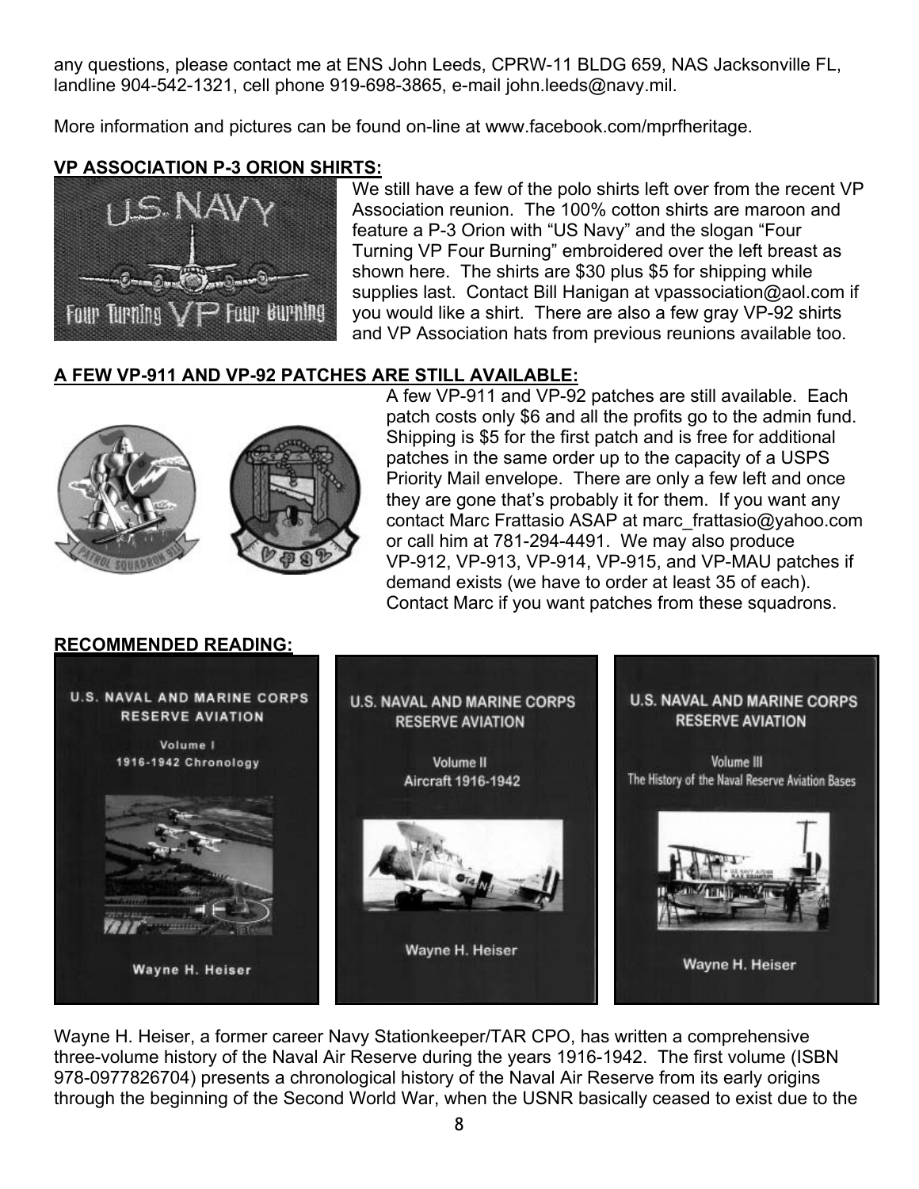any questions, please contact me at ENS John Leeds, CPRW-11 BLDG 659, NAS Jacksonville FL, landline 904-542-1321, cell phone 919-698-3865, e-mail john.leeds@navy.mil.

More information and pictures can be found on-line at www.facebook.com/mprfheritage.

**VP ASSOCIATION P-3 ORION SHIRTS:**

We still have a few of the polo shirts left over from the recent VP Association reunion. The 100% cotton shirts are maroon and feature a P-3 Orion with "US Navy" and the slogan "Four Turning VP Four Burning" embroidered over the left breast as shown here. The shirts are $30 plus $5 for shipping while supplies last. Contact Bill Hanigan at vpassociation@aol.com if you would like a shirt. There are also a few gray VP-92 shirts and VP Association hats from previous reunions available too.

**A FEW VP-911 AND VP-92 PATCHES ARE STILL AVAILABLE:**

A few VP-911 and VP-92 patches are still available. Each patch costs only $6 and all the profits go to the admin fund. Shipping is $5 for the first patch and is free for additional patches in the same order up to the capacity of a USPS Priority Mail envelope. There are only a few left and once they are gone that's probably it for them. If you want any contact Marc Frattasio ASAP at marc_frattasio@yahoo.com or call him at 781-294-4491. We may also produce VP-912, VP-913, VP-914, VP-915, and VP-MAU patches if demand exists (we have to order at least 35 of each). Contact Marc if you want patches from these squadrons.

**RECOMMENDED READING:**

Wayne H. Heiser, a former career Navy Stationkeeper/TAR CPO, has written a comprehensive three-volume history of the Naval Air Reserve during the years 1916-1942. The first volume (ISBN 978-0977826704) presents a chronological history of the Naval Air Reserve from its early origins through the beginning of the Second World War, when the USNR basically ceased to exist due to the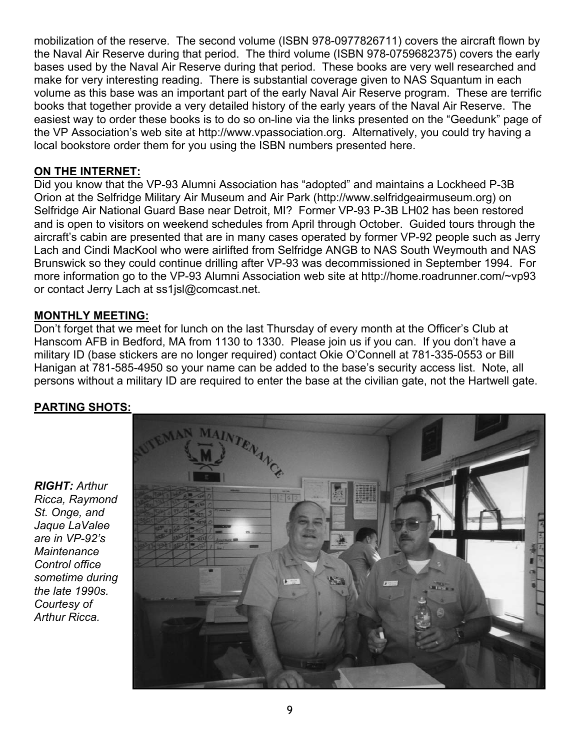mobilization of the reserve. The second volume (ISBN 978-0977826711) covers the aircraft flown by the Naval Air Reserve during that period. The third volume (ISBN 978-0759682375) covers the early bases used by the Naval Air Reserve during that period. These books are very well researched and make for very interesting reading. There is substantial coverage given to NAS Squantum in each volume as this base was an important part of the early Naval Air Reserve program. These are terrific books that together provide a very detailed history of the early years of the Naval Air Reserve. The easiest way to order these books is to do so on-line via the links presented on the "Geedunk" page of the VP Association's web site at http://www.vpassociation.org. Alternatively, you could try having a local bookstore order them for you using the ISBN numbers presented here.

**ON THE INTERNET:**

Did you know that the VP-93 Alumni Association has "adopted" and maintains a Lockheed P-3B Orion at the Selfridge Military Air Museum and Air Park (http://www.selfridgeairmuseum.org) on Selfridge Air National Guard Base near Detroit, MI? Former VP-93 P-3B LH02 has been restored and is open to visitors on weekend schedules from April through October. Guided tours through the aircraft's cabin are presented that are in many cases operated by former VP-92 people such as Jerry Lach and Cindi MacKool who were airlifted from Selfridge ANGB to NAS South Weymouth and NAS Brunswick so they could continue drilling after VP-93 was decommissioned in September 1994. For more information go to the VP-93 Alumni Association web site at http://home.roadrunner.com/~vp93 or contact Jerry Lach at ss1jsl@comcast.net.

**MONTHLY MEETING:**

Don't forget that we meet for lunch on the last Thursday of every month at the Officer's Club at Hanscom AFB in Bedford, MA from 1130 to 1330. Please join us if you can. If you don't have a military ID (base stickers are no longer required) contact Okie O'Connell at 781-335-0553 or Bill Hanigan at 781-585-4950 so your name can be added to the base's security access list. Note, all persons without a military ID are required to enter the base at the civilian gate, not the Hartwell gate.

**PARTING SHOTS:**

***RIGHT:*** *Arthur Ricca, Raymond St. Onge, and Jaque LaValee are in VP-92's Maintenance Control office sometime during the late 1990s. Courtesy of Arthur Ricca.*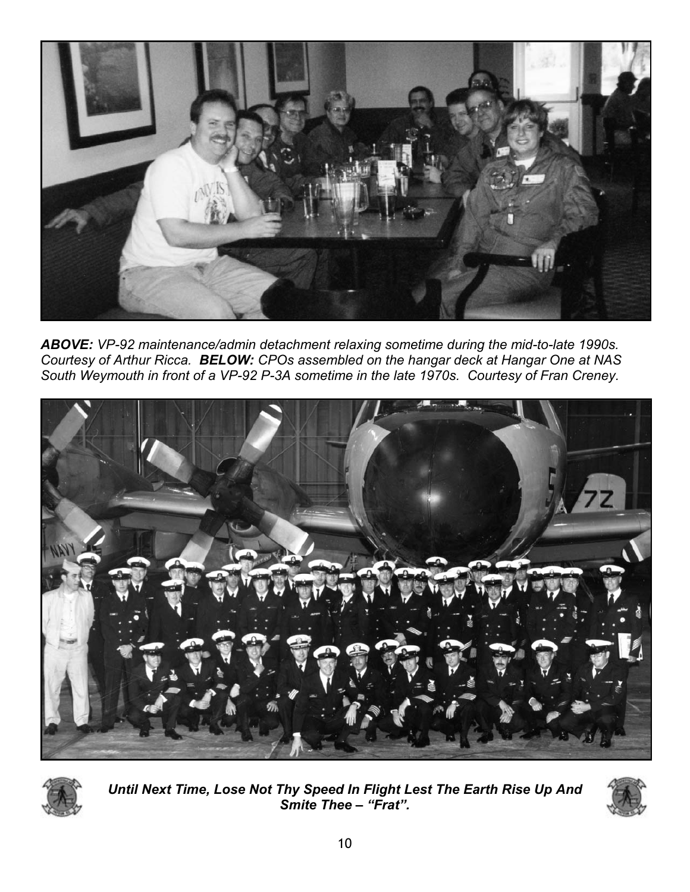***ABOVE:*** *VP-92 maintenance/admin detachment relaxing sometime during the mid-to-late 1990s. Courtesy of Arthur Ricca.* ***BELOW:*** *CPOs assembled on the hangar deck at Hangar One at NAS South Weymouth in front of a VP-92 P-3A sometime in the late 1970s. Courtesy of Fran Creney.*

***Until Next Time, Lose Not Thy Speed In Flight Lest The Earth Rise Up And Smite Thee – "Frat".***